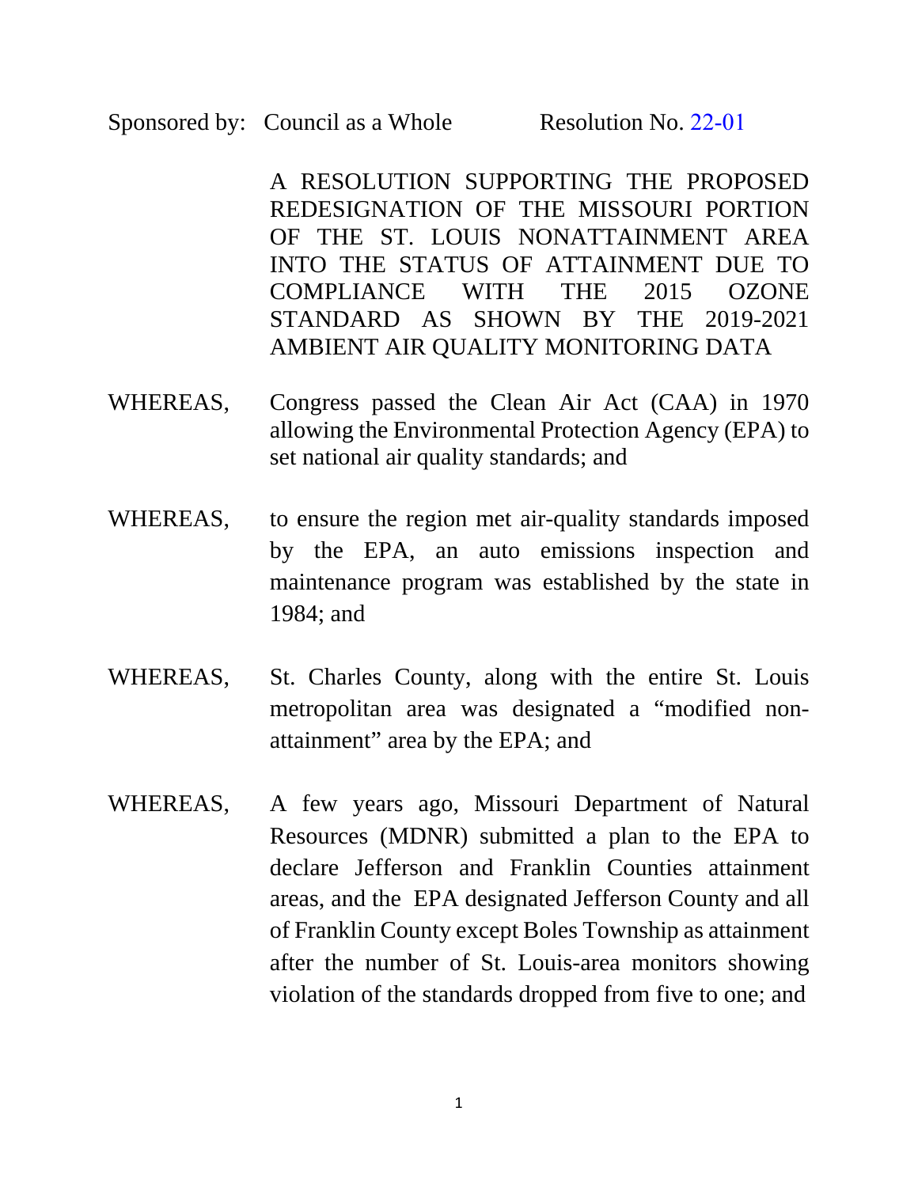Sponsored by: Council as a Whole Resolution No. 22-01

A RESOLUTION SUPPORTING THE PROPOSED REDESIGNATION OF THE MISSOURI PORTION OF THE ST. LOUIS NONATTAINMENT AREA INTO THE STATUS OF ATTAINMENT DUE TO COMPLIANCE WITH THE 2015 OZONE STANDARD AS SHOWN BY THE 2019-2021 AMBIENT AIR QUALITY MONITORING DATA

WHEREAS, Congress passed the Clean Air Act (CAA) in 1970 allowing the Environmental Protection Agency (EPA) to set national air quality standards; and

WHEREAS, to ensure the region met air-quality standards imposed by the EPA, an auto emissions inspection and maintenance program was established by the state in 1984; and

WHEREAS, St. Charles County, along with the entire St. Louis metropolitan area was designated a "modified non-attainment" area by the EPA; and

WHEREAS, A few years ago, Missouri Department of Natural Resources (MDNR) submitted a plan to the EPA to declare Jefferson and Franklin Counties attainment areas, and the EPA designated Jefferson County and all of Franklin County except Boles Township as attainment after the number of St. Louis-area monitors showing violation of the standards dropped from five to one; and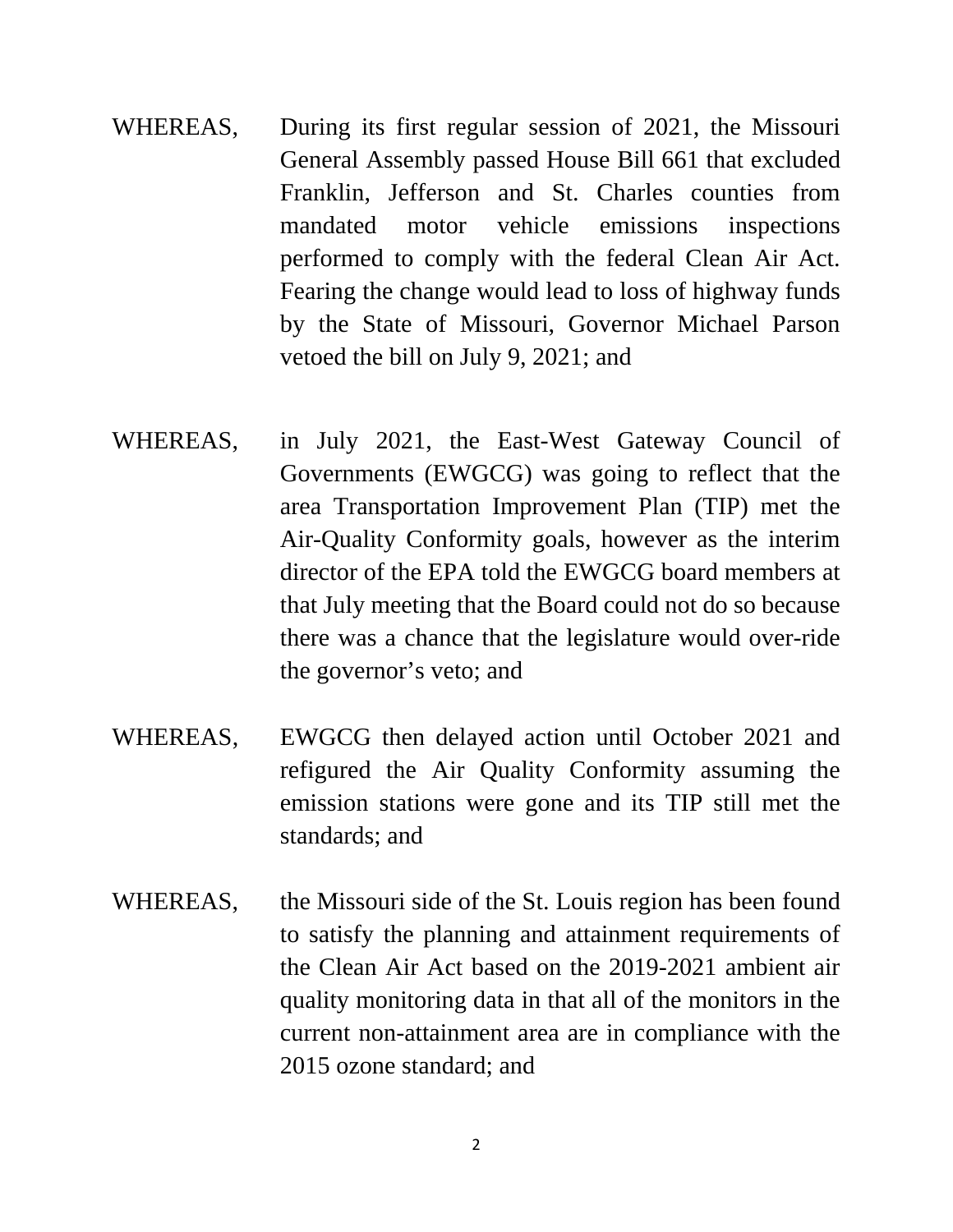WHEREAS, During its first regular session of 2021, the Missouri General Assembly passed House Bill 661 that excluded Franklin, Jefferson and St. Charles counties from mandated motor vehicle emissions inspections performed to comply with the federal Clean Air Act. Fearing the change would lead to loss of highway funds by the State of Missouri, Governor Michael Parson vetoed the bill on July 9, 2021; and

WHEREAS, in July 2021, the East-West Gateway Council of Governments (EWGCG) was going to reflect that the area Transportation Improvement Plan (TIP) met the Air-Quality Conformity goals, however as the interim director of the EPA told the EWGCG board members at that July meeting that the Board could not do so because there was a chance that the legislature would over-ride the governor's veto; and

WHEREAS, EWGCG then delayed action until October 2021 and refigured the Air Quality Conformity assuming the emission stations were gone and its TIP still met the standards; and

WHEREAS, the Missouri side of the St. Louis region has been found to satisfy the planning and attainment requirements of the Clean Air Act based on the 2019-2021 ambient air quality monitoring data in that all of the monitors in the current non-attainment area are in compliance with the 2015 ozone standard; and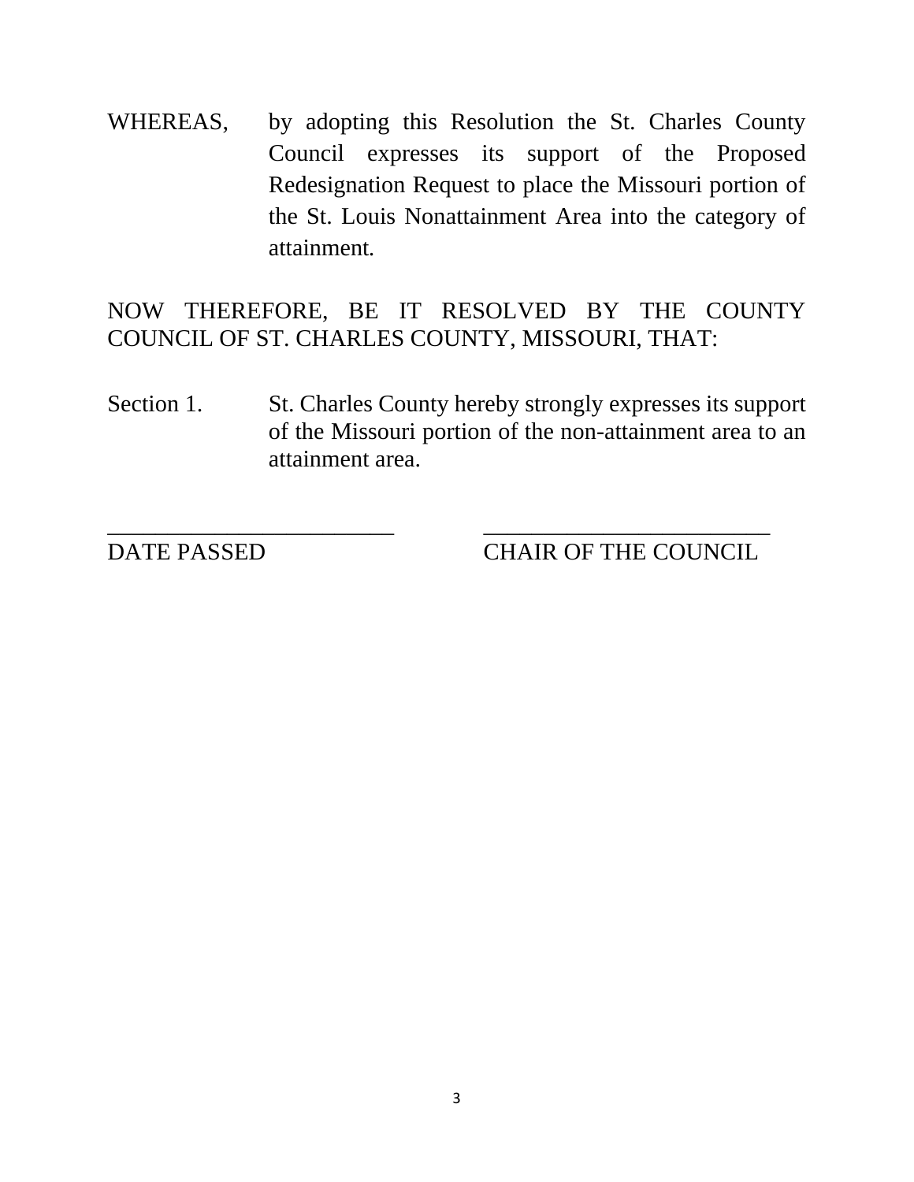WHEREAS, by adopting this Resolution the St. Charles County Council expresses its support of the Proposed Redesignation Request to place the Missouri portion of the St. Louis Nonattainment Area into the category of attainment.

NOW THEREFORE, BE IT RESOLVED BY THE COUNTY COUNCIL OF ST. CHARLES COUNTY, MISSOURI, THAT:

Section 1. St. Charles County hereby strongly expresses its support of the Missouri portion of the non-attainment area to an attainment area.

________________________ ________________________

DATE PASSED CHAIR OF THE COUNCIL